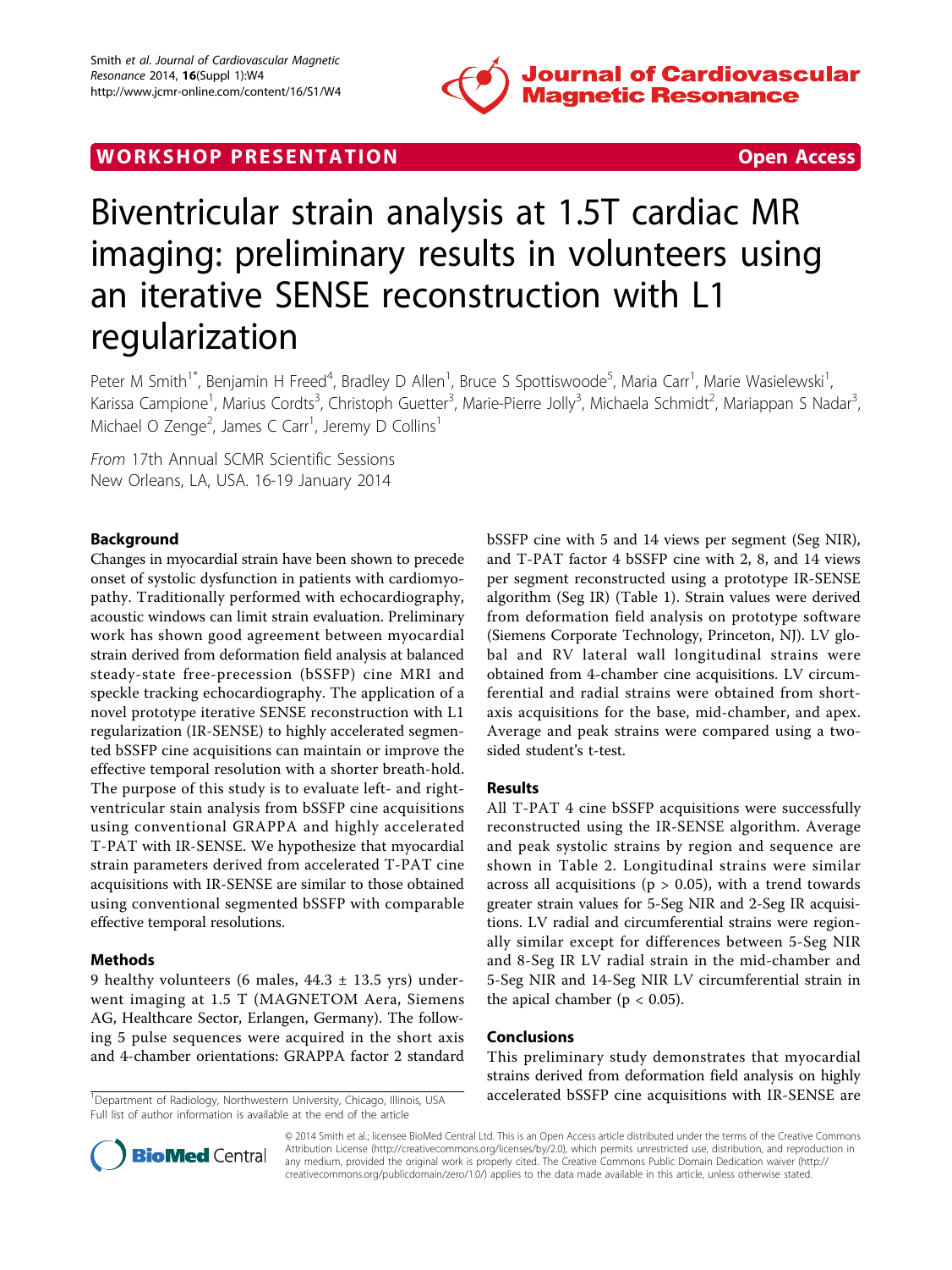WORKSHOP PRESENTATION

Open Access

# Biventricular strain analysis at 1.5T cardiac MR imaging: preliminary results in volunteers using an iterative SENSE reconstruction with L1 regularization

Peter M Smith[1*], Benjamin H Freed[4], Bradley D Allen[1], Bruce S Spottiswoode[5], Maria Carr[1], Marie Wasielewski[1], Karissa Campione[1], Marius Cordts[3], Christoph Guetter[3], Marie-Pierre Jolly[3], Michaela Schmidt[2], Mariappan S Nadar[3], Michael O Zenge[2], James C Carr[1], Jeremy D Collins[1]

*From* 17th Annual SCMR Scientific Sessions
New Orleans, LA, USA. 16-19 January 2014

## Background

Changes in myocardial strain have been shown to precede onset of systolic dysfunction in patients with cardiomyopathy. Traditionally performed with echocardiography, acoustic windows can limit strain evaluation. Preliminary work has shown good agreement between myocardial strain derived from deformation field analysis at balanced steady-state free-precession (bSSFP) cine MRI and speckle tracking echocardiography. The application of a novel prototype iterative SENSE reconstruction with L1 regularization (IR-SENSE) to highly accelerated segmented bSSFP cine acquisitions can maintain or improve the effective temporal resolution with a shorter breath-hold. The purpose of this study is to evaluate left- and right-ventricular stain analysis from bSSFP cine acquisitions using conventional GRAPPA and highly accelerated T-PAT with IR-SENSE. We hypothesize that myocardial strain parameters derived from accelerated T-PAT cine acquisitions with IR-SENSE are similar to those obtained using conventional segmented bSSFP with comparable effective temporal resolutions.

## Methods

9 healthy volunteers (6 males, 44.3 ± 13.5 yrs) underwent imaging at 1.5 T (MAGNETOM Aera, Siemens AG, Healthcare Sector, Erlangen, Germany). The following 5 pulse sequences were acquired in the short axis and 4-chamber orientations: GRAPPA factor 2 standard bSSFP cine with 5 and 14 views per segment (Seg NIR), and T-PAT factor 4 bSSFP cine with 2, 8, and 14 views per segment reconstructed using a prototype IR-SENSE algorithm (Seg IR) (Table 1). Strain values were derived from deformation field analysis on prototype software (Siemens Corporate Technology, Princeton, NJ). LV global and RV lateral wall longitudinal strains were obtained from 4-chamber cine acquisitions. LV circumferential and radial strains were obtained from short-axis acquisitions for the base, mid-chamber, and apex. Average and peak strains were compared using a two-sided student's t-test.

## Results

All T-PAT 4 cine bSSFP acquisitions were successfully reconstructed using the IR-SENSE algorithm. Average and peak systolic strains by region and sequence are shown in Table 2. Longitudinal strains were similar across all acquisitions ($p > 0.05$), with a trend towards greater strain values for 5-Seg NIR and 2-Seg IR acquisitions. LV radial and circumferential strains were regionally similar except for differences between 5-Seg NIR and 8-Seg IR LV radial strain in the mid-chamber and 5-Seg NIR and 14-Seg NIR LV circumferential strain in the apical chamber ($p < 0.05$).

## Conclusions

This preliminary study demonstrates that myocardial strains derived from deformation field analysis on highly accelerated bSSFP cine acquisitions with IR-SENSE are

[1]Department of Radiology, Northwestern University, Chicago, Illinois, USA
Full list of author information is available at the end of the article

© 2014 Smith et al.; licensee BioMed Central Ltd. This is an Open Access article distributed under the terms of the Creative Commons Attribution License (http://creativecommons.org/licenses/by/2.0), which permits unrestricted use, distribution, and reproduction in any medium, provided the original work is properly cited. The Creative Commons Public Domain Dedication waiver (http://creativecommons.org/publicdomain/zero/1.0/) applies to the data made available in this article, unless otherwise stated.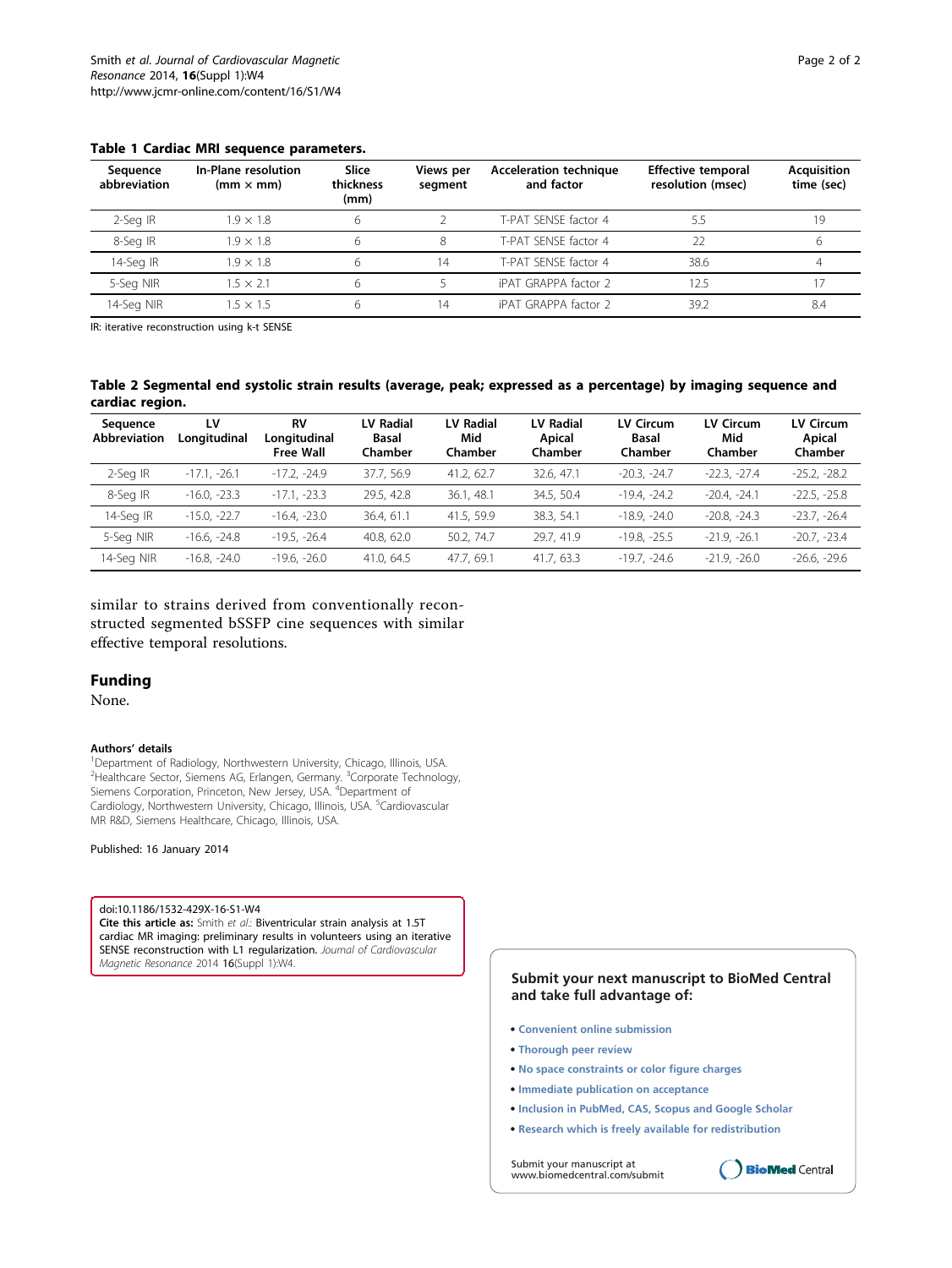**Table 1 Cardiac MRI sequence parameters.**

| Sequence abbreviation | In-Plane resolution (mm × mm) | Slice thickness (mm) | Views per segment | Acceleration technique and factor | Effective temporal resolution (msec) | Acquisition time (sec) |
|---|---|---|---|---|---|---|
| 2-Seg IR | 1.9 × 1.8 | 6 | 2 | T-PAT SENSE factor 4 | 5.5 | 19 |
| 8-Seg IR | 1.9 × 1.8 | 6 | 8 | T-PAT SENSE factor 4 | 22 | 6 |
| 14-Seg IR | 1.9 × 1.8 | 6 | 14 | T-PAT SENSE factor 4 | 38.6 | 4 |
| 5-Seg NIR | 1.5 × 2.1 | 6 | 5 | iPAT GRAPPA factor 2 | 12.5 | 17 |
| 14-Seg NIR | 1.5 × 1.5 | 6 | 14 | iPAT GRAPPA factor 2 | 39.2 | 8.4 |

IR: iterative reconstruction using k-t SENSE

**Table 2 Segmental end systolic strain results (average, peak; expressed as a percentage) by imaging sequence and cardiac region.**

| Sequence Abbreviation | LV Longitudinal | RV Longitudinal Free Wall | LV Radial Basal Chamber | LV Radial Mid Chamber | LV Radial Apical Chamber | LV Circum Basal Chamber | LV Circum Mid Chamber | LV Circum Apical Chamber |
|---|---|---|---|---|---|---|---|---|
| 2-Seg IR | -17.1, -26.1 | -17.2, -24.9 | 37.7, 56.9 | 41.2, 62.7 | 32.6, 47.1 | -20.3, -24.7 | -22.3, -27.4 | -25.2, -28.2 |
| 8-Seg IR | -16.0, -23.3 | -17.1, -23.3 | 29.5, 42.8 | 36.1, 48.1 | 34.5, 50.4 | -19.4, -24.2 | -20.4, -24.1 | -22.5, -25.8 |
| 14-Seg IR | -15.0, -22.7 | -16.4, -23.0 | 36.4, 61.1 | 41.5, 59.9 | 38.3, 54.1 | -18.9, -24.0 | -20.8, -24.3 | -23.7, -26.4 |
| 5-Seg NIR | -16.6, -24.8 | -19.5, -26.4 | 40.8, 62.0 | 50.2, 74.7 | 29.7, 41.9 | -19.8, -25.5 | -21.9, -26.1 | -20.7, -23.4 |
| 14-Seg NIR | -16.8, -24.0 | -19.6, -26.0 | 41.0, 64.5 | 47.7, 69.1 | 41.7, 63.3 | -19.7, -24.6 | -21.9, -26.0 | -26.6, -29.6 |

similar to strains derived from conventionally reconstructed segmented bSSFP cine sequences with similar effective temporal resolutions.

## Funding

None.

#### Authors' details

[1]Department of Radiology, Northwestern University, Chicago, Illinois, USA. [2]Healthcare Sector, Siemens AG, Erlangen, Germany. [3]Corporate Technology, Siemens Corporation, Princeton, New Jersey, USA. [4]Department of Cardiology, Northwestern University, Chicago, Illinois, USA. [5]Cardiovascular MR R&D, Siemens Healthcare, Chicago, Illinois, USA.

Published: 16 January 2014

doi:10.1186/1532-429X-16-S1-W4
**Cite this article as:** Smith *et al.*: Biventricular strain analysis at 1.5T cardiac MR imaging: preliminary results in volunteers using an iterative SENSE reconstruction with L1 regularization. *Journal of Cardiovascular Magnetic Resonance* 2014 **16**(Suppl 1):W4.

**Submit your next manuscript to BioMed Central and take full advantage of:**

- Convenient online submission
- Thorough peer review
- No space constraints or color figure charges
- Immediate publication on acceptance
- Inclusion in PubMed, CAS, Scopus and Google Scholar
- Research which is freely available for redistribution

Submit your manuscript at
www.biomedcentral.com/submit

BioMed Central